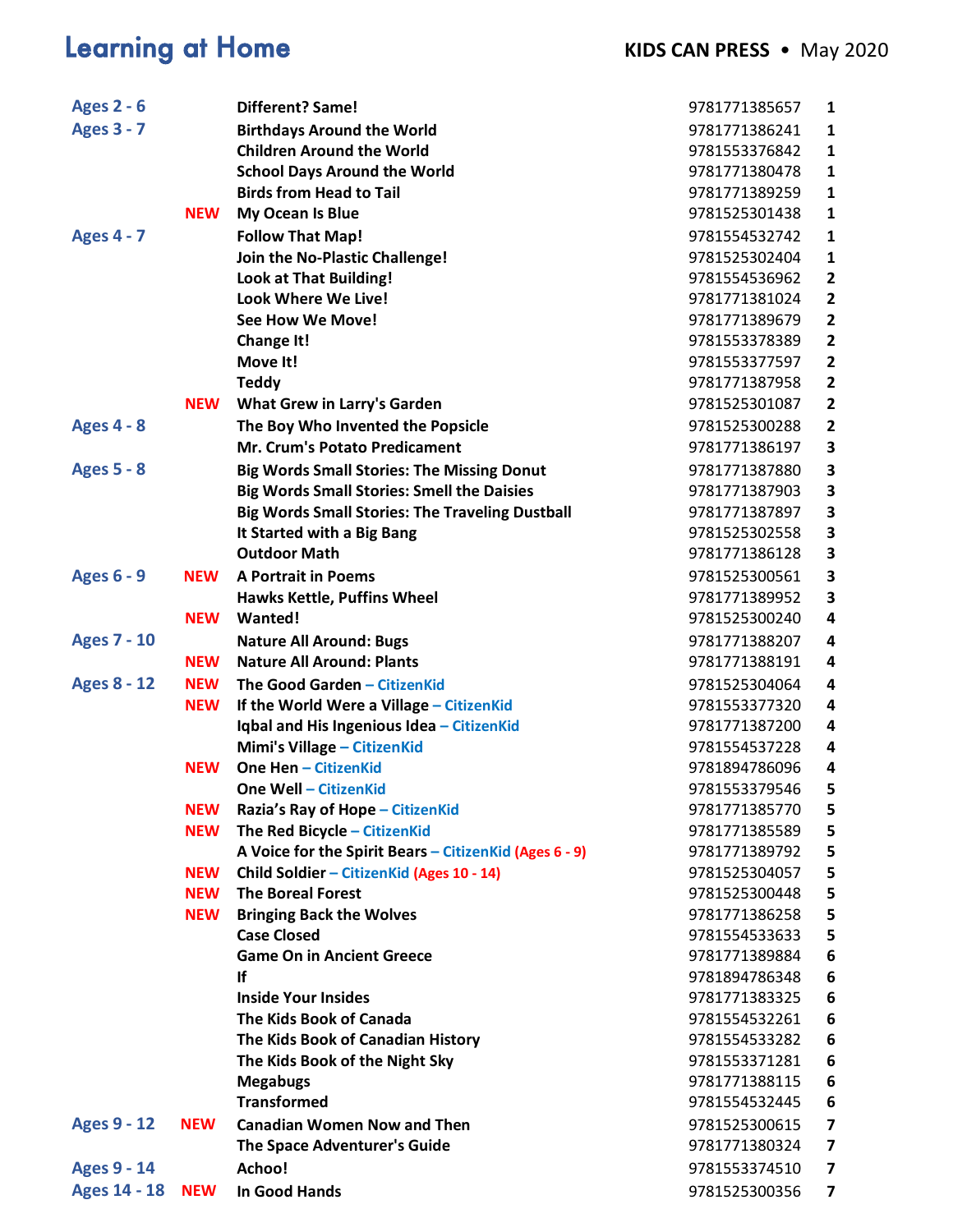# Learning at Home

**KIDS CAN PRESS** • May 2020

| Ages | | Title | ISBN | |
|---|---|---|---|---|
| **Ages 2 - 6** | | **Different? Same!** | 9781771385657 | **1** |
| **Ages 3 - 7** | | **Birthdays Around the World** | 9781771386241 | **1** |
| | | **Children Around the World** | 9781553376842 | **1** |
| | | **School Days Around the World** | 9781771380478 | **1** |
| | | **Birds from Head to Tail** | 9781771389259 | **1** |
| | **NEW** | **My Ocean Is Blue** | 9781525301438 | **1** |
| **Ages 4 - 7** | | **Follow That Map!** | 9781554532742 | **1** |
| | | **Join the No-Plastic Challenge!** | 9781525302404 | **1** |
| | | **Look at That Building!** | 9781554536962 | **2** |
| | | **Look Where We Live!** | 9781771381024 | **2** |
| | | **See How We Move!** | 9781771389679 | **2** |
| | | **Change It!** | 9781553378389 | **2** |
| | | **Move It!** | 9781553377597 | **2** |
| | | **Teddy** | 9781771387958 | **2** |
| | **NEW** | **What Grew in Larry's Garden** | 9781525301087 | **2** |
| **Ages 4 - 8** | | **The Boy Who Invented the Popsicle** | 9781525300288 | **2** |
| | | **Mr. Crum's Potato Predicament** | 9781771386197 | **3** |
| **Ages 5 - 8** | | **Big Words Small Stories: The Missing Donut** | 9781771387880 | **3** |
| | | **Big Words Small Stories: Smell the Daisies** | 9781771387903 | **3** |
| | | **Big Words Small Stories: The Traveling Dustball** | 9781771387897 | **3** |
| | | **It Started with a Big Bang** | 9781525302558 | **3** |
| | | **Outdoor Math** | 9781771386128 | **3** |
| **Ages 6 - 9** | **NEW** | **A Portrait in Poems** | 9781525300561 | **3** |
| | | **Hawks Kettle, Puffins Wheel** | 9781771389952 | **3** |
| | **NEW** | **Wanted!** | 9781525300240 | **4** |
| **Ages 7 - 10** | | **Nature All Around: Bugs** | 9781771388207 | **4** |
| | **NEW** | **Nature All Around: Plants** | 9781771388191 | **4** |
| **Ages 8 - 12** | **NEW** | **The Good Garden – CitizenKid** | 9781525304064 | **4** |
| | **NEW** | **If the World Were a Village – CitizenKid** | 9781553377320 | **4** |
| | | **Iqbal and His Ingenious Idea – CitizenKid** | 9781771387200 | **4** |
| | | **Mimi's Village – CitizenKid** | 9781554537228 | **4** |
| | **NEW** | **One Hen – CitizenKid** | 9781894786096 | **4** |
| | | **One Well – CitizenKid** | 9781553379546 | **5** |
| | **NEW** | **Razia's Ray of Hope – CitizenKid** | 9781771385770 | **5** |
| | **NEW** | **The Red Bicycle – CitizenKid** | 9781771385589 | **5** |
| | | **A Voice for the Spirit Bears – CitizenKid (Ages 6 - 9)** | 9781771389792 | **5** |
| | **NEW** | **Child Soldier – CitizenKid (Ages 10 - 14)** | 9781525304057 | **5** |
| | **NEW** | **The Boreal Forest** | 9781525300448 | **5** |
| | **NEW** | **Bringing Back the Wolves** | 9781771386258 | **5** |
| | | **Case Closed** | 9781554533633 | **5** |
| | | **Game On in Ancient Greece** | 9781771389884 | **6** |
| | | **If** | 9781894786348 | **6** |
| | | **Inside Your Insides** | 9781771383325 | **6** |
| | | **The Kids Book of Canada** | 9781554532261 | **6** |
| | | **The Kids Book of Canadian History** | 9781554533282 | **6** |
| | | **The Kids Book of the Night Sky** | 9781553371281 | **6** |
| | | **Megabugs** | 9781771388115 | **6** |
| | | **Transformed** | 9781554532445 | **6** |
| **Ages 9 - 12** | **NEW** | **Canadian Women Now and Then** | 9781525300615 | **7** |
| | | **The Space Adventurer's Guide** | 9781771380324 | **7** |
| **Ages 9 - 14** | | **Achoo!** | 9781553374510 | **7** |
| **Ages 14 - 18** | **NEW** | **In Good Hands** | 9781525300356 | **7** |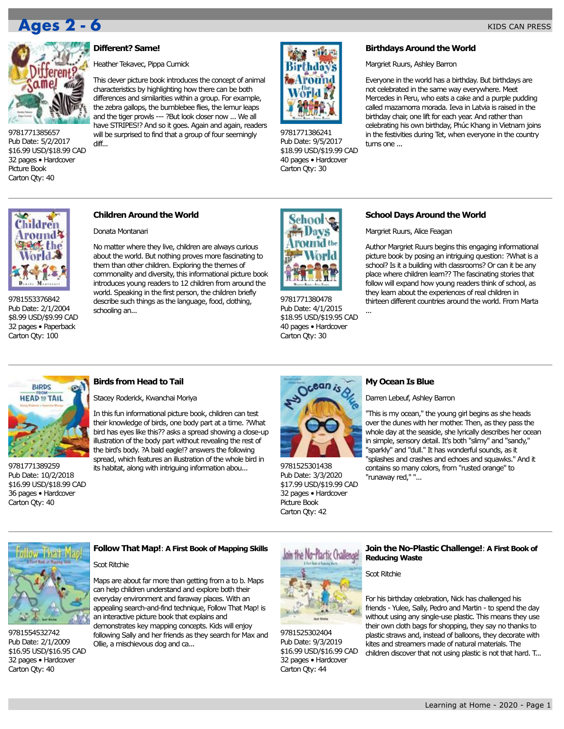# Ages 2 - 6

KIDS CAN PRESS

### Different? Same!

Heather Tekavec, Pippa Curnick

This clever picture book introduces the concept of animal characteristics by highlighting how there can be both differences and similarities within a group. For example, the zebra gallops, the bumblebee flies, the lemur leaps and the tiger prowls --- ?But look closer now ... We all have STRIPES!? And so it goes. Again and again, readers will be surprised to find that a group of four seemingly diff...

9781771385657
Pub Date: 5/2/2017
$16.99 USD/$18.99 CAD
32 pages • Hardcover
Picture Book
Carton Qty: 40

### Birthdays Around the World

Margriet Ruurs, Ashley Barron

Everyone in the world has a birthday. But birthdays are not celebrated in the same way everywhere. Meet Mercedes in Peru, who eats a cake and a purple pudding called mazamorra morada. Ieva in Latvia is raised in the birthday chair, one lift for each year. And rather than celebrating his own birthday, Phúc Khang in Vietnam joins in the festivities during Tet, when everyone in the country turns one ...

9781771386241
Pub Date: 9/5/2017
$18.99 USD/$19.99 CAD
40 pages • Hardcover
Carton Qty: 30

### Children Around the World

Donata Montanari

No matter where they live, children are always curious about the world. But nothing proves more fascinating to them than other children. Exploring the themes of commonality and diversity, this informational picture book introduces young readers to 12 children from around the world. Speaking in the first person, the children briefly describe such things as the language, food, clothing, schooling an...

9781553376842
Pub Date: 2/1/2004
$8.99 USD/$9.99 CAD
32 pages • Paperback
Carton Qty: 100

### School Days Around the World

Margriet Ruurs, Alice Feagan

Author Margriet Ruurs begins this engaging informational picture book by posing an intriguing question: ?What is a school? Is it a building with classrooms? Or can it be any place where children learn?? The fascinating stories that follow will expand how young readers think of school, as they learn about the experiences of real children in thirteen different countries around the world. From Marta ...

9781771380478
Pub Date: 4/1/2015
$18.95 USD/$19.95 CAD
40 pages • Hardcover
Carton Qty: 30

### Birds from Head to Tail

Stacey Roderick, Kwanchai Moriya

In this fun informational picture book, children can test their knowledge of birds, one body part at a time. ?What bird has eyes like this?? asks a spread showing a close-up illustration of the body part without revealing the rest of the bird's body. ?A bald eagle!? answers the following spread, which features an illustration of the whole bird in its habitat, along with intriguing information abou...

9781771389259
Pub Date: 10/2/2018
$16.99 USD/$18.99 CAD
36 pages • Hardcover
Carton Qty: 40

### My Ocean Is Blue

Darren Lebeuf, Ashley Barron

"This is my ocean," the young girl begins as she heads over the dunes with her mother. Then, as they pass the whole day at the seaside, she lyrically describes her ocean in simple, sensory detail. It's both "slimy" and "sandy," "sparkly" and "dull." It has wonderful sounds, as it "splashes and crashes and echoes and squawks." And it contains so many colors, from "rusted orange" to "runaway red," "...

9781525301438
Pub Date: 3/3/2020
$17.99 USD/$19.99 CAD
32 pages • Hardcover
Picture Book
Carton Qty: 42

### Follow That Map!: A First Book of Mapping Skills

Scot Ritchie

Maps are about far more than getting from a to b. Maps can help children understand and explore both their everyday environment and faraway places. With an appealing search-and-find technique, Follow That Map! is an interactive picture book that explains and demonstrates key mapping concepts. Kids will enjoy following Sally and her friends as they search for Max and Ollie, a mischievous dog and ca...

9781554532742
Pub Date: 2/1/2009
$16.95 USD/$16.95 CAD
32 pages • Hardcover
Carton Qty: 40

### Join the No-Plastic Challenge!: A First Book of Reducing Waste

Scot Ritchie

For his birthday celebration, Nick has challenged his friends - Yulee, Sally, Pedro and Martin - to spend the day without using any single-use plastic. This means they use their own cloth bags for shopping, they say no thanks to plastic straws and, instead of balloons, they decorate with kites and streamers made of natural materials. The children discover that not using plastic is not that hard. T...

9781525302404
Pub Date: 9/3/2019
$16.99 USD/$16.99 CAD
32 pages • Hardcover
Carton Qty: 44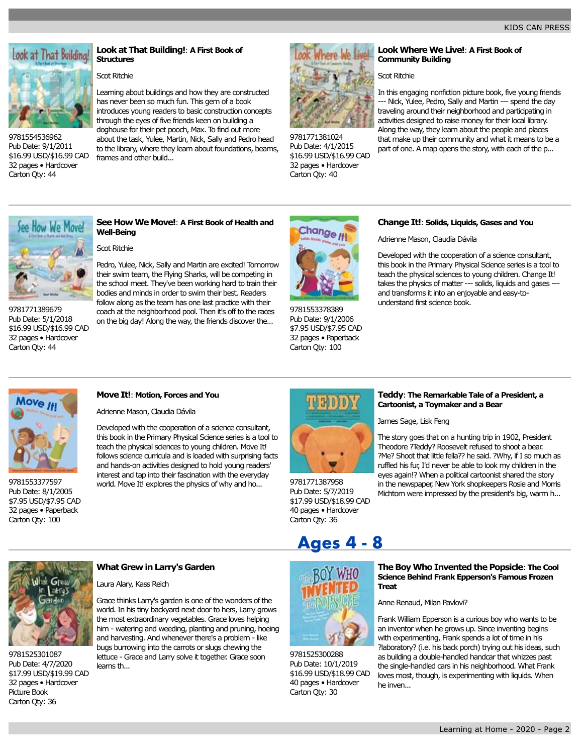## Look at That Building!: A First Book of Structures

Scot Ritchie

Learning about buildings and how they are constructed has never been so much fun. This gem of a book introduces young readers to basic construction concepts through the eyes of five friends keen on building a doghouse for their pet pooch, Max. To find out more about the task, Yulee, Martin, Nick, Sally and Pedro head to the library, where they learn about foundations, beams, frames and other build...

9781554536962
Pub Date: 9/1/2011
$16.99 USD/$16.99 CAD
32 pages • Hardcover
Carton Qty: 44

## Look Where We Live!: A First Book of Community Building

Scot Ritchie

In this engaging nonfiction picture book, five young friends --- Nick, Yulee, Pedro, Sally and Martin --- spend the day traveling around their neighborhood and participating in activities designed to raise money for their local library. Along the way, they learn about the people and places that make up their community and what it means to be a part of one. A map opens the story, with each of the p...

9781771381024
Pub Date: 4/1/2015
$16.99 USD/$16.99 CAD
32 pages • Hardcover
Carton Qty: 40

## See How We Move!: A First Book of Health and Well-Being

Scot Ritchie

Pedro, Yulee, Nick, Sally and Martin are excited! Tomorrow their swim team, the Flying Sharks, will be competing in the school meet. They've been working hard to train their bodies and minds in order to swim their best. Readers follow along as the team has one last practice with their coach at the neighborhood pool. Then it's off to the races on the big day! Along the way, the friends discover the...

9781771389679
Pub Date: 5/1/2018
$16.99 USD/$16.99 CAD
32 pages • Hardcover
Carton Qty: 44

## Change It!: Solids, Liquids, Gases and You

Adrienne Mason, Claudia Dávila

Developed with the cooperation of a science consultant, this book in the Primary Physical Science series is a tool to teach the physical sciences to young children. Change It! takes the physics of matter --- solids, liquids and gases --- and transforms it into an enjoyable and easy-to-understand first science book.

9781553378389
Pub Date: 9/1/2006
$7.95 USD/$7.95 CAD
32 pages • Paperback
Carton Qty: 100

## Move It!: Motion, Forces and You

Adrienne Mason, Claudia Dávila

Developed with the cooperation of a science consultant, this book in the Primary Physical Science series is a tool to teach the physical sciences to young children. Move It! follows science curricula and is loaded with surprising facts and hands-on activities designed to hold young readers' interest and tap into their fascination with the everyday world. Move It! explores the physics of why and ho...

9781553377597
Pub Date: 8/1/2005
$7.95 USD/$7.95 CAD
32 pages • Paperback
Carton Qty: 100

## Teddy: The Remarkable Tale of a President, a Cartoonist, a Toymaker and a Bear

James Sage, Lisk Feng

The story goes that on a hunting trip in 1902, President Theodore ?Teddy? Roosevelt refused to shoot a bear. ?Me? Shoot that little fella?? he said. ?Why, if I so much as ruffled his fur, I'd never be able to look my children in the eyes again!? When a political cartoonist shared the story in the newspaper, New York shopkeepers Rosie and Morris Michtom were impressed by the president's big, warm h...

9781771387958
Pub Date: 5/7/2019
$17.99 USD/$18.99 CAD
40 pages • Hardcover
Carton Qty: 36

# Ages 4 - 8

## What Grew in Larry's Garden

Laura Alary, Kass Reich

Grace thinks Larry's garden is one of the wonders of the world. In his tiny backyard next door to hers, Larry grows the most extraordinary vegetables. Grace loves helping him - watering and weeding, planting and pruning, hoeing and harvesting. And whenever there's a problem - like bugs burrowing into the carrots or slugs chewing the lettuce - Grace and Larry solve it together. Grace soon learns th...

9781525301087
Pub Date: 4/7/2020
$17.99 USD/$19.99 CAD
32 pages • Hardcover
Picture Book
Carton Qty: 36

## The Boy Who Invented the Popsicle: The Cool Science Behind Frank Epperson's Famous Frozen Treat

Anne Renaud, Milan Pavlovi?

Frank William Epperson is a curious boy who wants to be an inventor when he grows up. Since inventing begins with experimenting, Frank spends a lot of time in his ?laboratory? (i.e. his back porch) trying out his ideas, such as building a double-handled handcar that whizzes past the single-handled cars in his neighborhood. What Frank loves most, though, is experimenting with liquids. When he inven...

9781525300288
Pub Date: 10/1/2019
$16.99 USD/$18.99 CAD
40 pages • Hardcover
Carton Qty: 30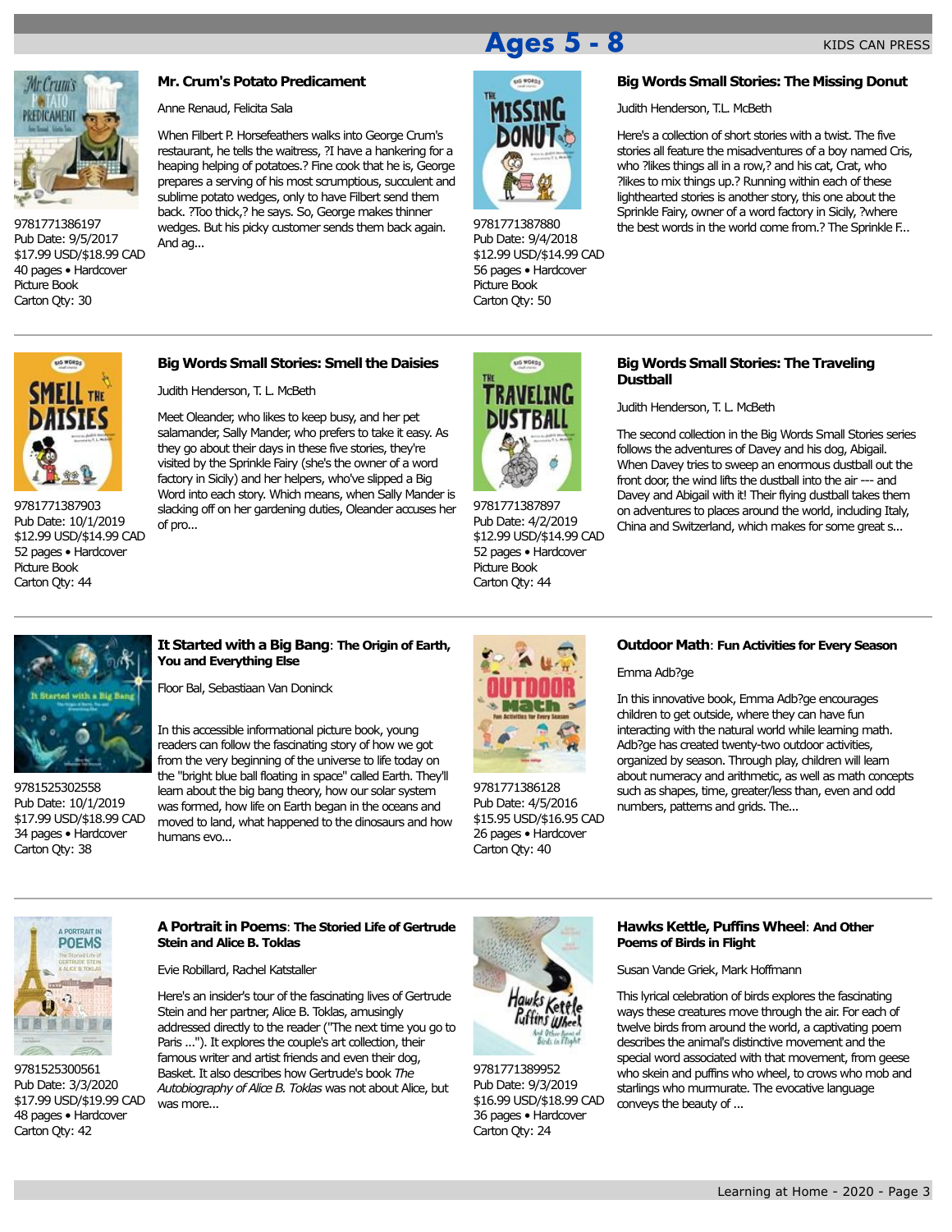## Ages 5 - 8

KIDS CAN PRESS

### Mr. Crum's Potato Predicament

Anne Renaud, Felicita Sala

When Filbert P. Horsefeathers walks into George Crum's restaurant, he tells the waitress, ?I have a hankering for a heaping helping of potatoes.? Fine cook that he is, George prepares a serving of his most scrumptious, succulent and sublime potato wedges, only to have Filbert send them back. ?Too thick,? he says. So, George makes thinner wedges. But his picky customer sends them back again. And ag...

9781771386197
Pub Date: 9/5/2017
$17.99 USD/$18.99 CAD
40 pages • Hardcover
Picture Book
Carton Qty: 30

### Big Words Small Stories: The Missing Donut

Judith Henderson, T.L. McBeth

Here's a collection of short stories with a twist. The five stories all feature the misadventures of a boy named Cris, who ?likes things all in a row,? and his cat, Crat, who ?likes to mix things up.? Running within each of these lighthearted stories is another story, this one about the Sprinkle Fairy, owner of a word factory in Sicily, ?where the best words in the world come from.? The Sprinkle F...

9781771387880
Pub Date: 9/4/2018
$12.99 USD/$14.99 CAD
56 pages • Hardcover
Picture Book
Carton Qty: 50

### Big Words Small Stories: Smell the Daisies

Judith Henderson, T. L. McBeth

Meet Oleander, who likes to keep busy, and her pet salamander, Sally Mander, who prefers to take it easy. As they go about their days in these five stories, they're visited by the Sprinkle Fairy (she's the owner of a word factory in Sicily) and her helpers, who've slipped a Big Word into each story. Which means, when Sally Mander is slacking off on her gardening duties, Oleander accuses her of pro...

9781771387903
Pub Date: 10/1/2019
$12.99 USD/$14.99 CAD
52 pages • Hardcover
Picture Book
Carton Qty: 44

### Big Words Small Stories: The Traveling Dustball

Judith Henderson, T. L. McBeth

The second collection in the Big Words Small Stories series follows the adventures of Davey and his dog, Abigail. When Davey tries to sweep an enormous dustball out the front door, the wind lifts the dustball into the air --- and Davey and Abigail with it! Their flying dustball takes them on adventures to places around the world, including Italy, China and Switzerland, which makes for some great s...

9781771387897
Pub Date: 4/2/2019
$12.99 USD/$14.99 CAD
52 pages • Hardcover
Picture Book
Carton Qty: 44

### It Started with a Big Bang: The Origin of Earth, You and Everything Else

Floor Bal, Sebastiaan Van Doninck

In this accessible informational picture book, young readers can follow the fascinating story of how we got from the very beginning of the universe to life today on the "bright blue ball floating in space" called Earth. They'll learn about the big bang theory, how our solar system was formed, how life on Earth began in the oceans and moved to land, what happened to the dinosaurs and how humans evo...

9781525302558
Pub Date: 10/1/2019
$17.99 USD/$18.99 CAD
34 pages • Hardcover
Carton Qty: 38

### Outdoor Math: Fun Activities for Every Season

Emma Adb?ge

In this innovative book, Emma Adb?ge encourages children to get outside, where they can have fun interacting with the natural world while learning math. Adb?ge has created twenty-two outdoor activities, organized by season. Through play, children will learn about numeracy and arithmetic, as well as math concepts such as shapes, time, greater/less than, even and odd numbers, patterns and grids. The...

9781771386128
Pub Date: 4/5/2016
$15.95 USD/$16.95 CAD
26 pages • Hardcover
Carton Qty: 40

### A Portrait in Poems: The Storied Life of Gertrude Stein and Alice B. Toklas

Evie Robillard, Rachel Katstaller

Here's an insider's tour of the fascinating lives of Gertrude Stein and her partner, Alice B. Toklas, amusingly addressed directly to the reader ("The next time you go to Paris ..."). It explores the couple's art collection, their famous writer and artist friends and even their dog, Basket. It also describes how Gertrude's book *The Autobiography of Alice B. Toklas* was not about Alice, but was more...

9781525300561
Pub Date: 3/3/2020
$17.99 USD/$19.99 CAD
48 pages • Hardcover
Carton Qty: 42

### Hawks Kettle, Puffins Wheel: And Other Poems of Birds in Flight

Susan Vande Griek, Mark Hoffmann

This lyrical celebration of birds explores the fascinating ways these creatures move through the air. For each of twelve birds from around the world, a captivating poem describes the animal's distinctive movement and the special word associated with that movement, from geese who skein and puffins who wheel, to crows who mob and starlings who murmurate. The evocative language conveys the beauty of ...

9781771389952
Pub Date: 9/3/2019
$16.99 USD/$18.99 CAD
36 pages • Hardcover
Carton Qty: 24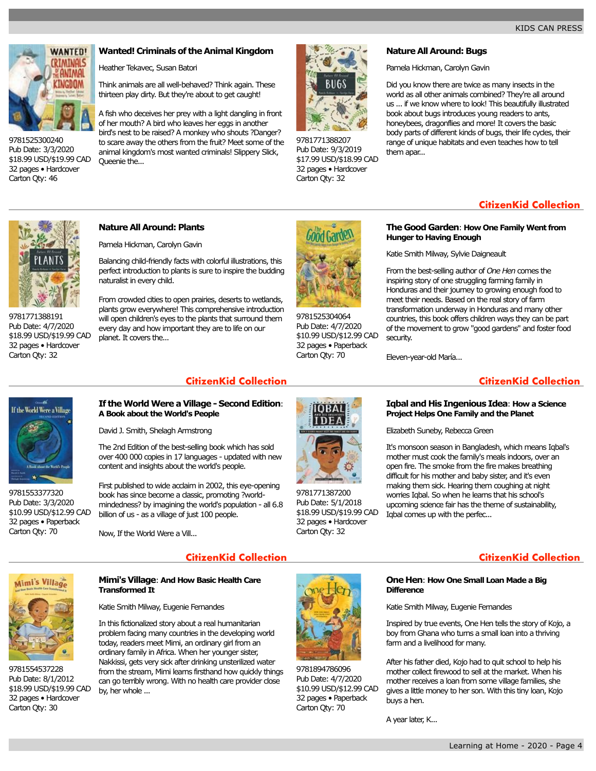### Wanted! Criminals of the Animal Kingdom

Heather Tekavec, Susan Batori

Think animals are all well-behaved? Think again. These thirteen play dirty. But they're about to get caught!

A fish who deceives her prey with a light dangling in front of her mouth? A bird who leaves her eggs in another bird's nest to be raised? A monkey who shouts ?Danger? to scare away the others from the fruit? Meet some of the animal kingdom's most wanted criminals! Slippery Slick, Queenie the...

9781525300240
Pub Date: 3/3/2020
$18.99 USD/$19.99 CAD
32 pages • Hardcover
Carton Qty: 46

### Nature All Around: Bugs

Pamela Hickman, Carolyn Gavin

Did you know there are twice as many insects in the world as all other animals combined? They're all around us ... if we know where to look! This beautifully illustrated book about bugs introduces young readers to ants, honeybees, dragonflies and more! It covers the basic body parts of different kinds of bugs, their life cycles, their range of unique habitats and even teaches how to tell them apar...

9781771388207
Pub Date: 9/3/2019
$17.99 USD/$18.99 CAD
32 pages • Hardcover
Carton Qty: 32

### Nature All Around: Plants

Pamela Hickman, Carolyn Gavin

Balancing child-friendly facts with colorful illustrations, this perfect introduction to plants is sure to inspire the budding naturalist in every child.

From crowded cities to open prairies, deserts to wetlands, plants grow everywhere! This comprehensive introduction will open children's eyes to the plants that surround them every day and how important they are to life on our planet. It covers the...

9781771388191
Pub Date: 4/7/2020
$18.99 USD/$19.99 CAD
32 pages • Hardcover
Carton Qty: 32

**CitizenKid Collection**

### The Good Garden: How One Family Went from Hunger to Having Enough

Katie Smith Milway, Sylvie Daigneault

From the best-selling author of *One Hen* comes the inspiring story of one struggling farming family in Honduras and their journey to growing enough food to meet their needs. Based on the real story of farm transformation underway in Honduras and many other countries, this book offers children ways they can be part of the movement to grow "good gardens" and foster food security.

Eleven-year-old María...

9781525304064
Pub Date: 4/7/2020
$10.99 USD/$12.99 CAD
32 pages • Paperback
Carton Qty: 70

**CitizenKid Collection**

### If the World Were a Village - Second Edition: A Book about the World's People

David J. Smith, Shelagh Armstrong

The 2nd Edition of the best-selling book which has sold over 400 000 copies in 17 languages - updated with new content and insights about the world's people.

First published to wide acclaim in 2002, this eye-opening book has since become a classic, promoting ?world-mindedness? by imagining the world's population - all 6.8 billion of us - as a village of just 100 people.

Now, If the World Were a Vill...

9781553377320
Pub Date: 3/3/2020
$10.99 USD/$12.99 CAD
32 pages • Paperback
Carton Qty: 70

**CitizenKid Collection**

### Iqbal and His Ingenious Idea: How a Science Project Helps One Family and the Planet

Elizabeth Suneby, Rebecca Green

It's monsoon season in Bangladesh, which means Iqbal's mother must cook the family's meals indoors, over an open fire. The smoke from the fire makes breathing difficult for his mother and baby sister, and it's even making them sick. Hearing them coughing at night worries Iqbal. So when he learns that his school's upcoming science fair has the theme of sustainability, Iqbal comes up with the perfec...

9781771387200
Pub Date: 5/1/2018
$18.99 USD/$19.99 CAD
32 pages • Hardcover
Carton Qty: 32

**CitizenKid Collection**

### Mimi's Village: And How Basic Health Care Transformed It

Katie Smith Milway, Eugenie Fernandes

In this fictionalized story about a real humanitarian problem facing many countries in the developing world today, readers meet Mimi, an ordinary girl from an ordinary family in Africa. When her younger sister, Nakkissi, gets very sick after drinking unsterilized water from the stream, Mimi learns firsthand how quickly things can go terribly wrong. With no health care provider close by, her whole ...

9781554537228
Pub Date: 8/1/2012
$18.99 USD/$19.99 CAD
32 pages • Hardcover
Carton Qty: 30

**CitizenKid Collection**

### One Hen: How One Small Loan Made a Big Difference

Katie Smith Milway, Eugenie Fernandes

Inspired by true events, One Hen tells the story of Kojo, a boy from Ghana who turns a small loan into a thriving farm and a livelihood for many.

After his father died, Kojo had to quit school to help his mother collect firewood to sell at the market. When his mother receives a loan from some village families, she gives a little money to her son. With this tiny loan, Kojo buys a hen.

A year later, K...

9781894786096
Pub Date: 4/7/2020
$10.99 USD/$12.99 CAD
32 pages • Paperback
Carton Qty: 70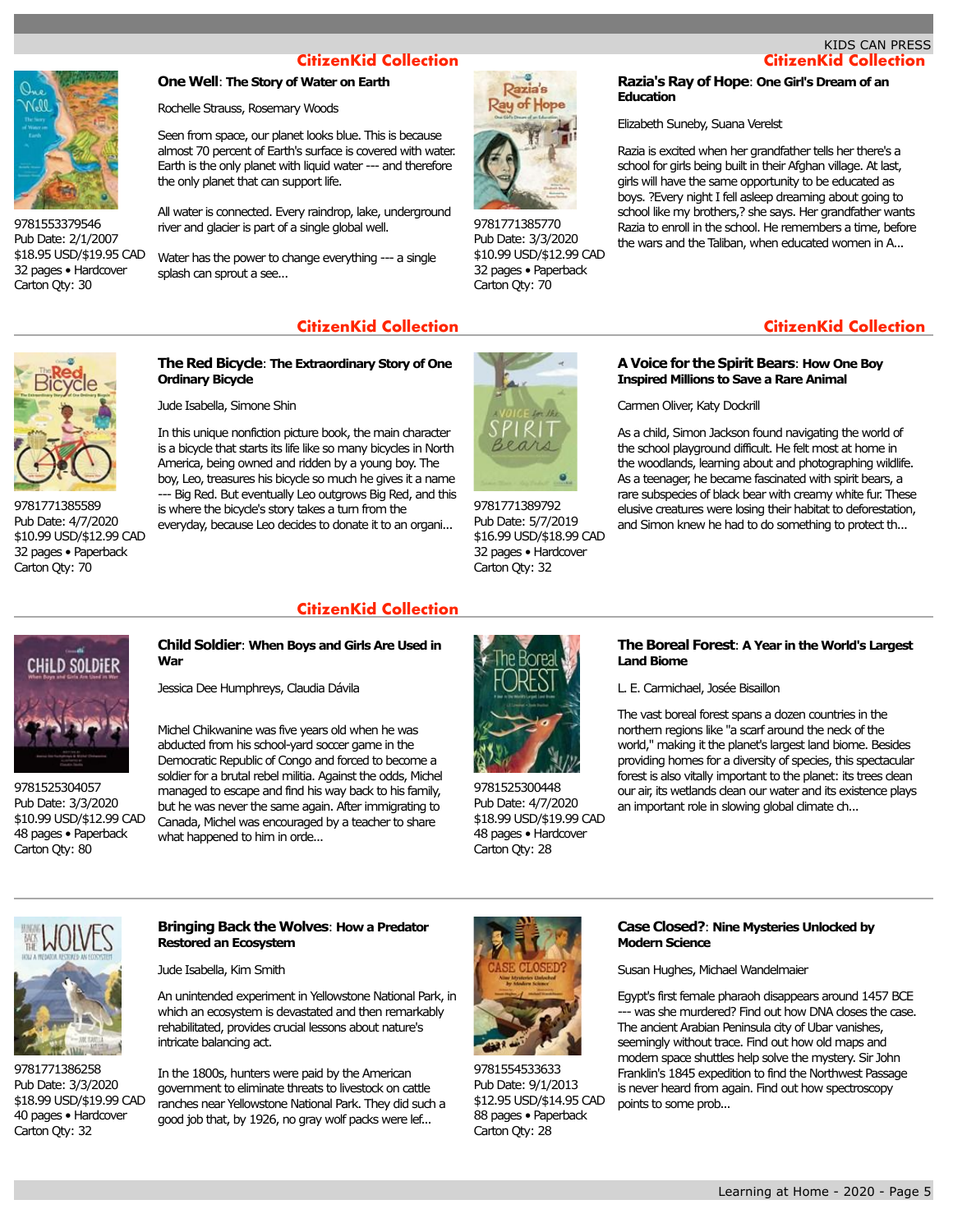CitizenKid Collection

### One Well: The Story of Water on Earth

Rochelle Strauss, Rosemary Woods

Seen from space, our planet looks blue. This is because almost 70 percent of Earth's surface is covered with water. Earth is the only planet with liquid water --- and therefore the only planet that can support life.

All water is connected. Every raindrop, lake, underground river and glacier is part of a single global well.

Water has the power to change everything --- a single splash can sprout a see...

9781553379546
Pub Date: 2/1/2007
$18.95 USD/$19.95 CAD
32 pages • Hardcover
Carton Qty: 30

CitizenKid Collection

### Razia's Ray of Hope: One Girl's Dream of an Education

Elizabeth Suneby, Suana Verelst

Razia is excited when her grandfather tells her there's a school for girls being built in their Afghan village. At last, girls will have the same opportunity to be educated as boys. ?Every night I fell asleep dreaming about going to school like my brothers,? she says. Her grandfather wants Razia to enroll in the school. He remembers a time, before the wars and the Taliban, when educated women in A...

9781771385770
Pub Date: 3/3/2020
$10.99 USD/$12.99 CAD
32 pages • Paperback
Carton Qty: 70

CitizenKid Collection

### The Red Bicycle: The Extraordinary Story of One Ordinary Bicycle

Jude Isabella, Simone Shin

In this unique nonfiction picture book, the main character is a bicycle that starts its life like so many bicycles in North America, being owned and ridden by a young boy. The boy, Leo, treasures his bicycle so much he gives it a name --- Big Red. But eventually Leo outgrows Big Red, and this is where the bicycle's story takes a turn from the everyday, because Leo decides to donate it to an organi...

9781771385589
Pub Date: 4/7/2020
$10.99 USD/$12.99 CAD
32 pages • Paperback
Carton Qty: 70

CitizenKid Collection

### A Voice for the Spirit Bears: How One Boy Inspired Millions to Save a Rare Animal

Carmen Oliver, Katy Dockrill

As a child, Simon Jackson found navigating the world of the school playground difficult. He felt most at home in the woodlands, learning about and photographing wildlife. As a teenager, he became fascinated with spirit bears, a rare subspecies of black bear with creamy white fur. These elusive creatures were losing their habitat to deforestation, and Simon knew he had to do something to protect th...

9781771389792
Pub Date: 5/7/2019
$16.99 USD/$18.99 CAD
32 pages • Hardcover
Carton Qty: 32

CitizenKid Collection

### Child Soldier: When Boys and Girls Are Used in War

Jessica Dee Humphreys, Claudia Dávila

Michel Chikwanine was five years old when he was abducted from his school-yard soccer game in the Democratic Republic of Congo and forced to become a soldier for a brutal rebel militia. Against the odds, Michel managed to escape and find his way back to his family, but he was never the same again. After immigrating to Canada, Michel was encouraged by a teacher to share what happened to him in orde...

9781525304057
Pub Date: 3/3/2020
$10.99 USD/$12.99 CAD
48 pages • Paperback
Carton Qty: 80

### The Boreal Forest: A Year in the World's Largest Land Biome

L. E. Carmichael, Josée Bisaillon

The vast boreal forest spans a dozen countries in the northern regions like "a scarf around the neck of the world," making it the planet's largest land biome. Besides providing homes for a diversity of species, this spectacular forest is also vitally important to the planet: its trees clean our air, its wetlands clean our water and its existence plays an important role in slowing global climate ch...

9781525300448
Pub Date: 4/7/2020
$18.99 USD/$19.99 CAD
48 pages • Hardcover
Carton Qty: 28

### Bringing Back the Wolves: How a Predator Restored an Ecosystem

Jude Isabella, Kim Smith

An unintended experiment in Yellowstone National Park, in which an ecosystem is devastated and then remarkably rehabilitated, provides crucial lessons about nature's intricate balancing act.

In the 1800s, hunters were paid by the American government to eliminate threats to livestock on cattle ranches near Yellowstone National Park. They did such a good job that, by 1926, no gray wolf packs were lef...

9781771386258
Pub Date: 3/3/2020
$18.99 USD/$19.99 CAD
40 pages • Hardcover
Carton Qty: 32

### Case Closed?: Nine Mysteries Unlocked by Modern Science

Susan Hughes, Michael Wandelmaier

Egypt's first female pharaoh disappears around 1457 BCE --- was she murdered? Find out how DNA closes the case. The ancient Arabian Peninsula city of Ubar vanishes, seemingly without trace. Find out how old maps and modern space shuttles help solve the mystery. Sir John Franklin's 1845 expedition to find the Northwest Passage is never heard from again. Find out how spectroscopy points to some prob...

9781554533633
Pub Date: 9/1/2013
$12.95 USD/$14.95 CAD
88 pages • Paperback
Carton Qty: 28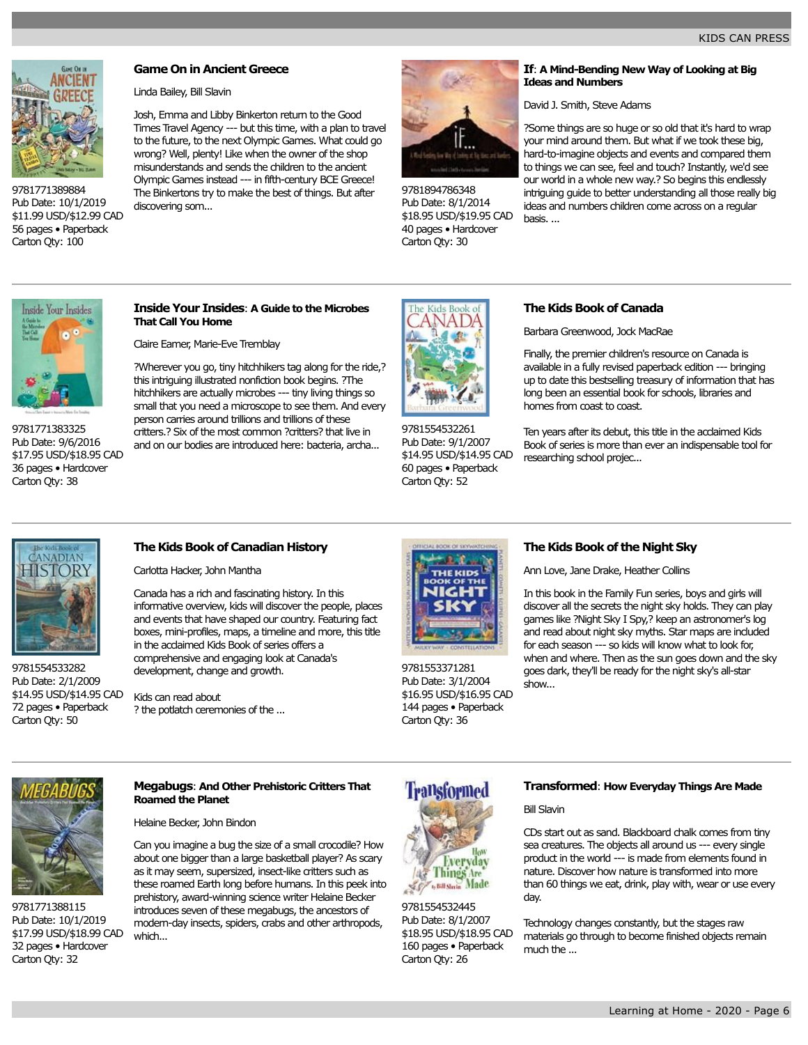### Game On in Ancient Greece

Linda Bailey, Bill Slavin

Josh, Emma and Libby Binkerton return to the Good Times Travel Agency --- but this time, with a plan to travel to the future, to the next Olympic Games. What could go wrong? Well, plenty! Like when the owner of the shop misunderstands and sends the children to the ancient Olympic Games instead --- in fifth-century BCE Greece! The Binkertons try to make the best of things. But after discovering som...

9781771389884
Pub Date: 10/1/2019
$11.99 USD/$12.99 CAD
56 pages • Paperback
Carton Qty: 100

### If: A Mind-Bending New Way of Looking at Big Ideas and Numbers

David J. Smith, Steve Adams

?Some things are so huge or so old that it's hard to wrap your mind around them. But what if we took these big, hard-to-imagine objects and events and compared them to things we can see, feel and touch? Instantly, we'd see our world in a whole new way.? So begins this endlessly intriguing guide to better understanding all those really big ideas and numbers children come across on a regular basis. ...

9781894786348
Pub Date: 8/1/2014
$18.95 USD/$19.95 CAD
40 pages • Hardcover
Carton Qty: 30

### Inside Your Insides: A Guide to the Microbes That Call You Home

Claire Eamer, Marie-Eve Tremblay

?Wherever you go, tiny hitchhikers tag along for the ride,? this intriguing illustrated nonfiction book begins. ?The hitchhikers are actually microbes --- tiny living things so small that you need a microscope to see them. And every person carries around trillions and trillions of these critters.? Six of the most common ?critters? that live in and on our bodies are introduced here: bacteria, archa...

9781771383325
Pub Date: 9/6/2016
$17.95 USD/$18.95 CAD
36 pages • Hardcover
Carton Qty: 38

### The Kids Book of Canada

Barbara Greenwood, Jock MacRae

Finally, the premier children's resource on Canada is available in a fully revised paperback edition --- bringing up to date this bestselling treasury of information that has long been an essential book for schools, libraries and homes from coast to coast.

Ten years after its debut, this title in the acclaimed Kids Book of series is more than ever an indispensable tool for researching school projec...

9781554532261
Pub Date: 9/1/2007
$14.95 USD/$14.95 CAD
60 pages • Paperback
Carton Qty: 52

### The Kids Book of Canadian History

Carlotta Hacker, John Mantha

Canada has a rich and fascinating history. In this informative overview, kids will discover the people, places and events that have shaped our country. Featuring fact boxes, mini-profiles, maps, a timeline and more, this title in the acclaimed Kids Book of series offers a comprehensive and engaging look at Canada's development, change and growth.

Kids can read about
? the potlatch ceremonies of the ...

9781554533282
Pub Date: 2/1/2009
$14.95 USD/$14.95 CAD
72 pages • Paperback
Carton Qty: 50

### The Kids Book of the Night Sky

Ann Love, Jane Drake, Heather Collins

In this book in the Family Fun series, boys and girls will discover all the secrets the night sky holds. They can play games like ?Night Sky I Spy,? keep an astronomer's log and read about night sky myths. Star maps are included for each season --- so kids will know what to look for, when and where. Then as the sun goes down and the sky goes dark, they'll be ready for the night sky's all-star show...

9781553371281
Pub Date: 3/1/2004
$16.95 USD/$16.95 CAD
144 pages • Paperback
Carton Qty: 36

### Megabugs: And Other Prehistoric Critters That Roamed the Planet

Helaine Becker, John Bindon

Can you imagine a bug the size of a small crocodile? How about one bigger than a large basketball player? As scary as it may seem, supersized, insect-like critters such as these roamed Earth long before humans. In this peek into prehistory, award-winning science writer Helaine Becker introduces seven of these megabugs, the ancestors of modern-day insects, spiders, crabs and other arthropods, which...

9781771388115
Pub Date: 10/1/2019
$17.99 USD/$18.99 CAD
32 pages • Hardcover
Carton Qty: 32

### Transformed: How Everyday Things Are Made

Bill Slavin

CDs start out as sand. Blackboard chalk comes from tiny sea creatures. The objects all around us --- every single product in the world --- is made from elements found in nature. Discover how nature is transformed into more than 60 things we eat, drink, play with, wear or use every day.

Technology changes constantly, but the stages raw materials go through to become finished objects remain much the ...

9781554532445
Pub Date: 8/1/2007
$18.95 USD/$18.95 CAD
160 pages • Paperback
Carton Qty: 26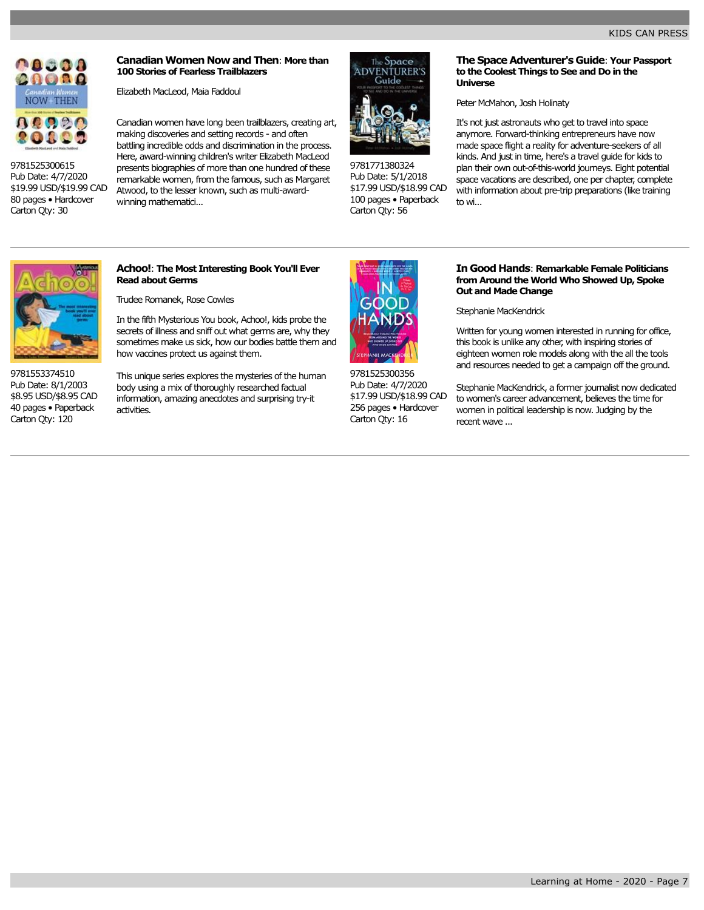## Canadian Women Now and Then: More than 100 Stories of Fearless Trailblazers

Elizabeth MacLeod, Maia Faddoul

9781525300615
Pub Date: 4/7/2020
$19.99 USD/$19.99 CAD
80 pages • Hardcover
Carton Qty: 30

Canadian women have long been trailblazers, creating art, making discoveries and setting records - and often battling incredible odds and discrimination in the process. Here, award-winning children's writer Elizabeth MacLeod presents biographies of more than one hundred of these remarkable women, from the famous, such as Margaret Atwood, to the lesser known, such as multi-award-winning mathematici...

## The Space Adventurer's Guide: Your Passport to the Coolest Things to See and Do in the Universe

Peter McMahon, Josh Holinaty

9781771380324
Pub Date: 5/1/2018
$17.99 USD/$18.99 CAD
100 pages • Paperback
Carton Qty: 56

It's not just astronauts who get to travel into space anymore. Forward-thinking entrepreneurs have now made space flight a reality for adventure-seekers of all kinds. And just in time, here's a travel guide for kids to plan their own out-of-this-world journeys. Eight potential space vacations are described, one per chapter, complete with information about pre-trip preparations (like training to wi...

## Achoo!: The Most Interesting Book You'll Ever Read about Germs

Trudee Romanek, Rose Cowles

9781553374510
Pub Date: 8/1/2003
$8.95 USD/$8.95 CAD
40 pages • Paperback
Carton Qty: 120

In the fifth Mysterious You book, Achoo!, kids probe the secrets of illness and sniff out what germs are, why they sometimes make us sick, how our bodies battle them and how vaccines protect us against them.

This unique series explores the mysteries of the human body using a mix of thoroughly researched factual information, amazing anecdotes and surprising try-it activities.

## In Good Hands: Remarkable Female Politicians from Around the World Who Showed Up, Spoke Out and Made Change

Stephanie MacKendrick

9781525300356
Pub Date: 4/7/2020
$17.99 USD/$18.99 CAD
256 pages • Hardcover
Carton Qty: 16

Written for young women interested in running for office, this book is unlike any other, with inspiring stories of eighteen women role models along with the all the tools and resources needed to get a campaign off the ground.

Stephanie MacKendrick, a former journalist now dedicated to women's career advancement, believes the time for women in political leadership is now. Judging by the recent wave ...